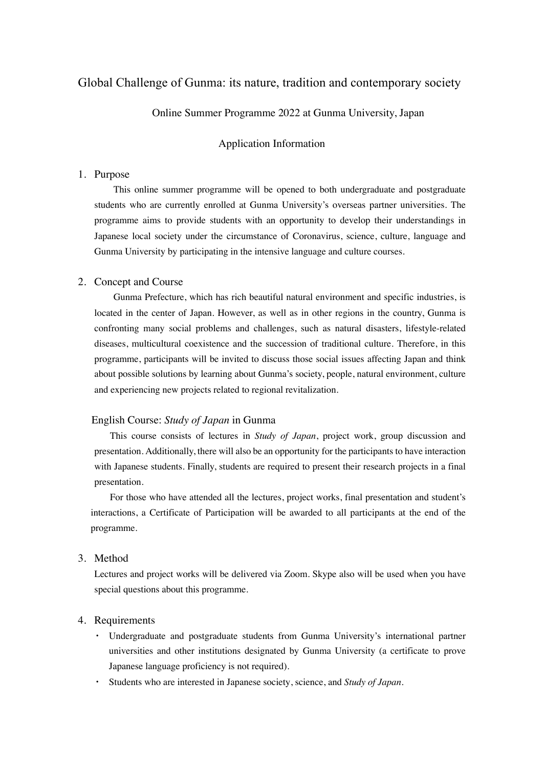# Global Challenge of Gunma: its nature, tradition and contemporary society

Online Summer Programme 2022 at Gunma University, Japan

Application Information

## 1. Purpose

This online summer programme will be opened to both undergraduate and postgraduate students who are currently enrolled at Gunma University's overseas partner universities. The programme aims to provide students with an opportunity to develop their understandings in Japanese local society under the circumstance of Coronavirus, science, culture, language and Gunma University by participating in the intensive language and culture courses.

## 2. Concept and Course

Gunma Prefecture, which has rich beautiful natural environment and specific industries, is located in the center of Japan. However, as well as in other regions in the country, Gunma is confronting many social problems and challenges, such as natural disasters, lifestyle-related diseases, multicultural coexistence and the succession of traditional culture. Therefore, in this programme, participants will be invited to discuss those social issues affecting Japan and think about possible solutions by learning about Gunma's society, people, natural environment, culture and experiencing new projects related to regional revitalization.

### English Course: *Study of Japan* in Gunma

This course consists of lectures in *Study of Japan*, project work, group discussion and presentation. Additionally, there will also be an opportunity for the participants to have interaction with Japanese students. Finally, students are required to present their research projects in a final presentation.

For those who have attended all the lectures, project works, final presentation and student's interactions, a Certificate of Participation will be awarded to all participants at the end of the programme.

## 3. Method

Lectures and project works will be delivered via Zoom. Skype also will be used when you have special questions about this programme.

## 4. Requirements

- Undergraduate and postgraduate students from Gunma University's international partner universities and other institutions designated by Gunma University (a certificate to prove Japanese language proficiency is not required).
- Students who are interested in Japanese society, science, and *Study of Japan*.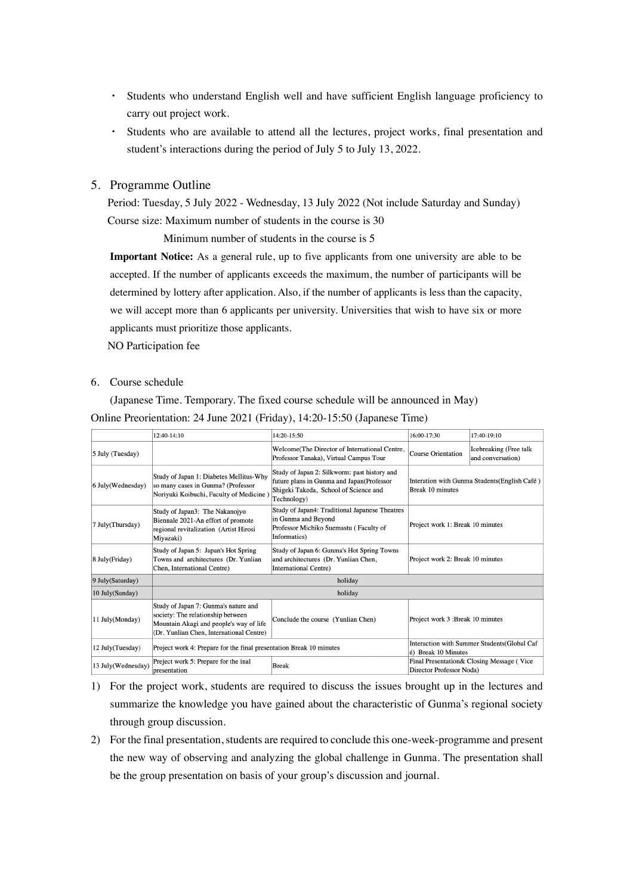- Students who understand English well and have sufficient English language proficiency to carry out project work.
- Students who are available to attend all the lectures, project works, final presentation and student's interactions during the period of July 5 to July 13, 2022.

## 5. Programme Outline

Period: Tuesday, 5 July 2022 - Wednesday, 13 July 2022 (Not include Saturday and Sunday)

Course size: Maximum number of students in the course is 30

Minimum number of students in the course is 5

**Important Notice:** As a general rule, up to five applicants from one university are able to be accepted. If the number of applicants exceeds the maximum, the number of participants will be determined by lottery after application. Also, if the number of applicants is less than the capacity, we will accept more than 6 applicants per university. Universities that wish to have six or more applicants must prioritize those applicants.

NO Participation fee

## 6. Course schedule

(Japanese Time. Temporary. The fixed course schedule will be announced in May)

Online Preorientation: 24 June 2021 (Friday), 14:20-15:50 (Japanese Time)

| | 12:40-14:10 | 14:20-15:50 | 16:00-17:30 | 17:40-19:10 |
|---|---|---|---|---|
| 5 July (Tuesday) | | Welcome(The Director of International Centre, Professor Tanaka), Virtual Campus Tour | Course Orientation | Icebreaking (Free talk and conversation) |
| 6 July(Wednesday) | Study of Japan 1: Diabetes Mellitus-Why so many cases in Gunma? (Professor Noriyuki Koibuchi, Faculty of Medicine ) | Study of Japan 2: Silkworm: past history and future plans in Gunma and Japan(Professor Shigeki Takeda, School of Science and Technology) | Interation with Gunma Students(English Café ) Break 10 minutes | |
| 7 July(Thursday) | Study of Japan3: The Nakanojyo Biennale 2021-An effort of promote regional revitalization (Artist Hirosi Miyazaki) | Study of Japan4: Traditional Japanese Theatres in Gunma and Beyond Professor Michiko Suemastu ( Faculty of Informatics) | Project work 1: Break 10 minutes | |
| 8 July(Friday) | Study of Japan 5: Japan's Hot Spring Towns and architectures (Dr. Yunlian Chen, International Centre) | Study of Japan 6: Gunma's Hot Spring Towns and architectures (Dr. Yunlian Chen, International Centre) | Project work 2: Break 10 minutes | |
| 9 July(Saturday) | holiday | | | |
| 10 July(Sunday) | holiday | | | |
| 11 July(Monday) | Study of Japan 7: Gunma's nature and society: The relationship between Mountain Akagi and people's way of life (Dr. Yunlian Chen, International Centre) | Conclude the course (Yunlian Chen) | Project work 3 :Break 10 minutes | |
| 12 July(Tuesday) | Project work 4: Prepare for the final presentation Break 10 minutes | | Interaction with Summer Students(Global Café) Break 10 Minutes | |
| 13 July(Wednesday) | Preject work 5: Prepare for the inal presentation | Break | Final Presentation& Closing Message ( Vice Director Professor Noda) | |

1) For the project work, students are required to discuss the issues brought up in the lectures and summarize the knowledge you have gained about the characteristic of Gunma's regional society through group discussion.
2) For the final presentation, students are required to conclude this one-week-programme and present the new way of observing and analyzing the global challenge in Gunma. The presentation shall be the group presentation on basis of your group's discussion and journal.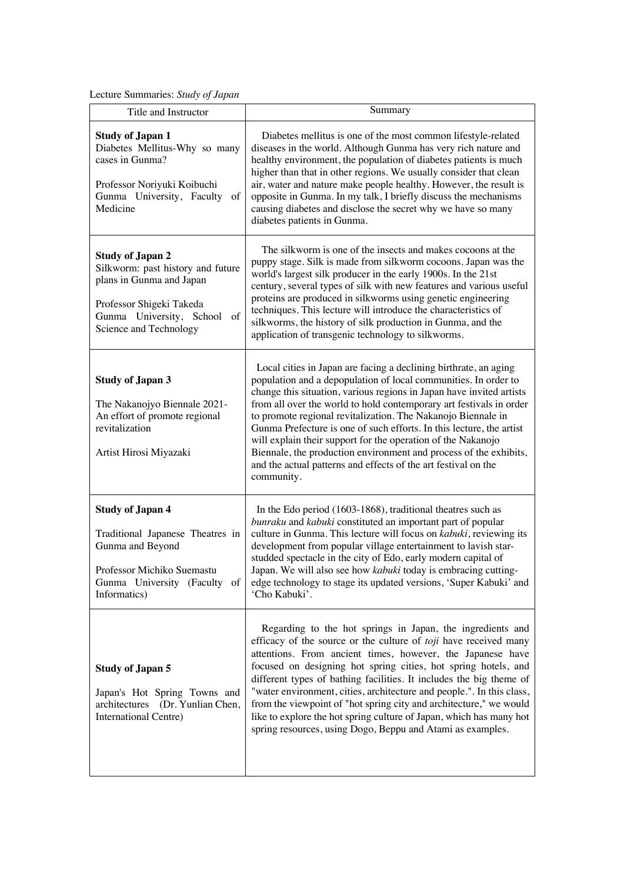Lecture Summaries: *Study of Japan*

| Title and Instructor | Summary |
|---|---|
| **Study of Japan 1**<br>Diabetes Mellitus-Why so many cases in Gunma?<br><br>Professor Noriyuki Koibuchi<br>Gunma University, Faculty of Medicine | Diabetes mellitus is one of the most common lifestyle-related diseases in the world. Although Gunma has very rich nature and healthy environment, the population of diabetes patients is much higher than that in other regions. We usually consider that clean air, water and nature make people healthy. However, the result is opposite in Gunma. In my talk, I briefly discuss the mechanisms causing diabetes and disclose the secret why we have so many diabetes patients in Gunma. |
| **Study of Japan 2**<br>Silkworm: past history and future plans in Gunma and Japan<br><br>Professor Shigeki Takeda<br>Gunma University, School of Science and Technology | The silkworm is one of the insects and makes cocoons at the puppy stage. Silk is made from silkworm cocoons. Japan was the world's largest silk producer in the early 1900s. In the 21st century, several types of silk with new features and various useful proteins are produced in silkworms using genetic engineering techniques. This lecture will introduce the characteristics of silkworms, the history of silk production in Gunma, and the application of transgenic technology to silkworms. |
| **Study of Japan 3**<br><br>The Nakanojyo Biennale 2021- An effort of promote regional revitalization<br><br>Artist Hirosi Miyazaki | Local cities in Japan are facing a declining birthrate, an aging population and a depopulation of local communities. In order to change this situation, various regions in Japan have invited artists from all over the world to hold contemporary art festivals in order to promote regional revitalization. The Nakanojo Biennale in Gunma Prefecture is one of such efforts. In this lecture, the artist will explain their support for the operation of the Nakanojo Biennale, the production environment and process of the exhibits, and the actual patterns and effects of the art festival on the community. |
| **Study of Japan 4**<br><br>Traditional Japanese Theatres in Gunma and Beyond<br><br>Professor Michiko Suemastu<br>Gunma University (Faculty of Informatics) | In the Edo period (1603-1868), traditional theatres such as *bunraku* and *kabuki* constituted an important part of popular culture in Gunma. This lecture will focus on *kabuki*, reviewing its development from popular village entertainment to lavish star-studded spectacle in the city of Edo, early modern capital of Japan. We will also see how *kabuki* today is embracing cutting-edge technology to stage its updated versions, 'Super Kabuki' and 'Cho Kabuki'. |
| **Study of Japan 5**<br><br>Japan's Hot Spring Towns and architectures (Dr. Yunlian Chen, International Centre) | Regarding to the hot springs in Japan, the ingredients and efficacy of the source or the culture of *toji* have received many attentions. From ancient times, however, the Japanese have focused on designing hot spring cities, hot spring hotels, and different types of bathing facilities. It includes the big theme of "water environment, cities, architecture and people.". In this class, from the viewpoint of "hot spring city and architecture," we would like to explore the hot spring culture of Japan, which has many hot spring resources, using Dogo, Beppu and Atami as examples. |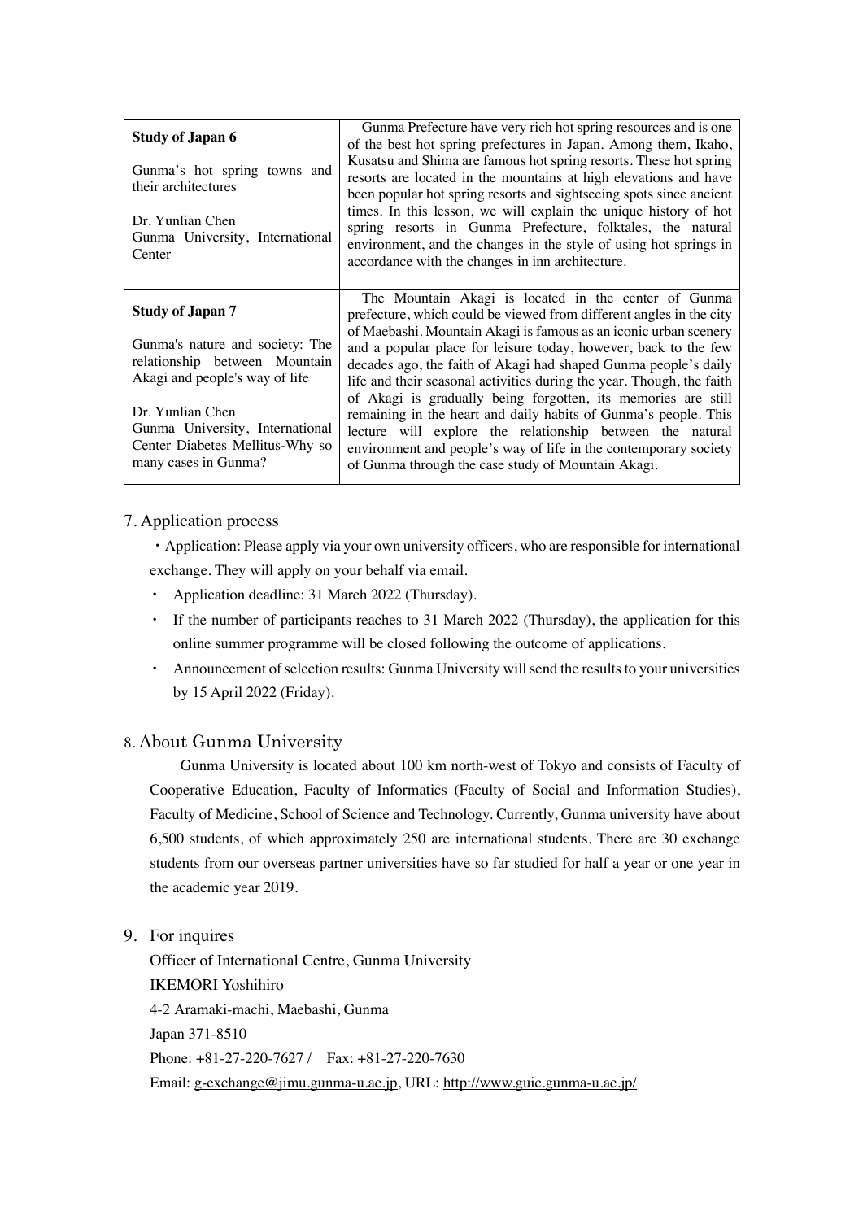| | |
|---|---|
| **Study of Japan 6**<br><br>Gunma's hot spring towns and their architectures<br><br>Dr. Yunlian Chen<br>Gunma University, International Center | Gunma Prefecture have very rich hot spring resources and is one of the best hot spring prefectures in Japan. Among them, Ikaho, Kusatsu and Shima are famous hot spring resorts. These hot spring resorts are located in the mountains at high elevations and have been popular hot spring resorts and sightseeing spots since ancient times. In this lesson, we will explain the unique history of hot spring resorts in Gunma Prefecture, folktales, the natural environment, and the changes in the style of using hot springs in accordance with the changes in inn architecture. |
| **Study of Japan 7**<br><br>Gunma's nature and society: The relationship between Mountain Akagi and people's way of life<br><br>Dr. Yunlian Chen<br>Gunma University, International Center Diabetes Mellitus-Why so many cases in Gunma? | The Mountain Akagi is located in the center of Gunma prefecture, which could be viewed from different angles in the city of Maebashi. Mountain Akagi is famous as an iconic urban scenery and a popular place for leisure today, however, back to the few decades ago, the faith of Akagi had shaped Gunma people's daily life and their seasonal activities during the year. Though, the faith of Akagi is gradually being forgotten, its memories are still remaining in the heart and daily habits of Gunma's people. This lecture will explore the relationship between the natural environment and people's way of life in the contemporary society of Gunma through the case study of Mountain Akagi. |

## 7. Application process

- Application: Please apply via your own university officers, who are responsible for international exchange. They will apply on your behalf via email.
- Application deadline: 31 March 2022 (Thursday).
- If the number of participants reaches to 31 March 2022 (Thursday), the application for this online summer programme will be closed following the outcome of applications.
- Announcement of selection results: Gunma University will send the results to your universities by 15 April 2022 (Friday).

## 8. About Gunma University

Gunma University is located about 100 km north-west of Tokyo and consists of Faculty of Cooperative Education, Faculty of Informatics (Faculty of Social and Information Studies), Faculty of Medicine, School of Science and Technology. Currently, Gunma university have about 6,500 students, of which approximately 250 are international students. There are 30 exchange students from our overseas partner universities have so far studied for half a year or one year in the academic year 2019.

## 9. For inquires

Officer of International Centre, Gunma University
IKEMORI Yoshihiro
4-2 Aramaki-machi, Maebashi, Gunma
Japan 371-8510
Phone: +81-27-220-7627 / Fax: +81-27-220-7630
Email: g-exchange@jimu.gunma-u.ac.jp, URL: http://www.guic.gunma-u.ac.jp/